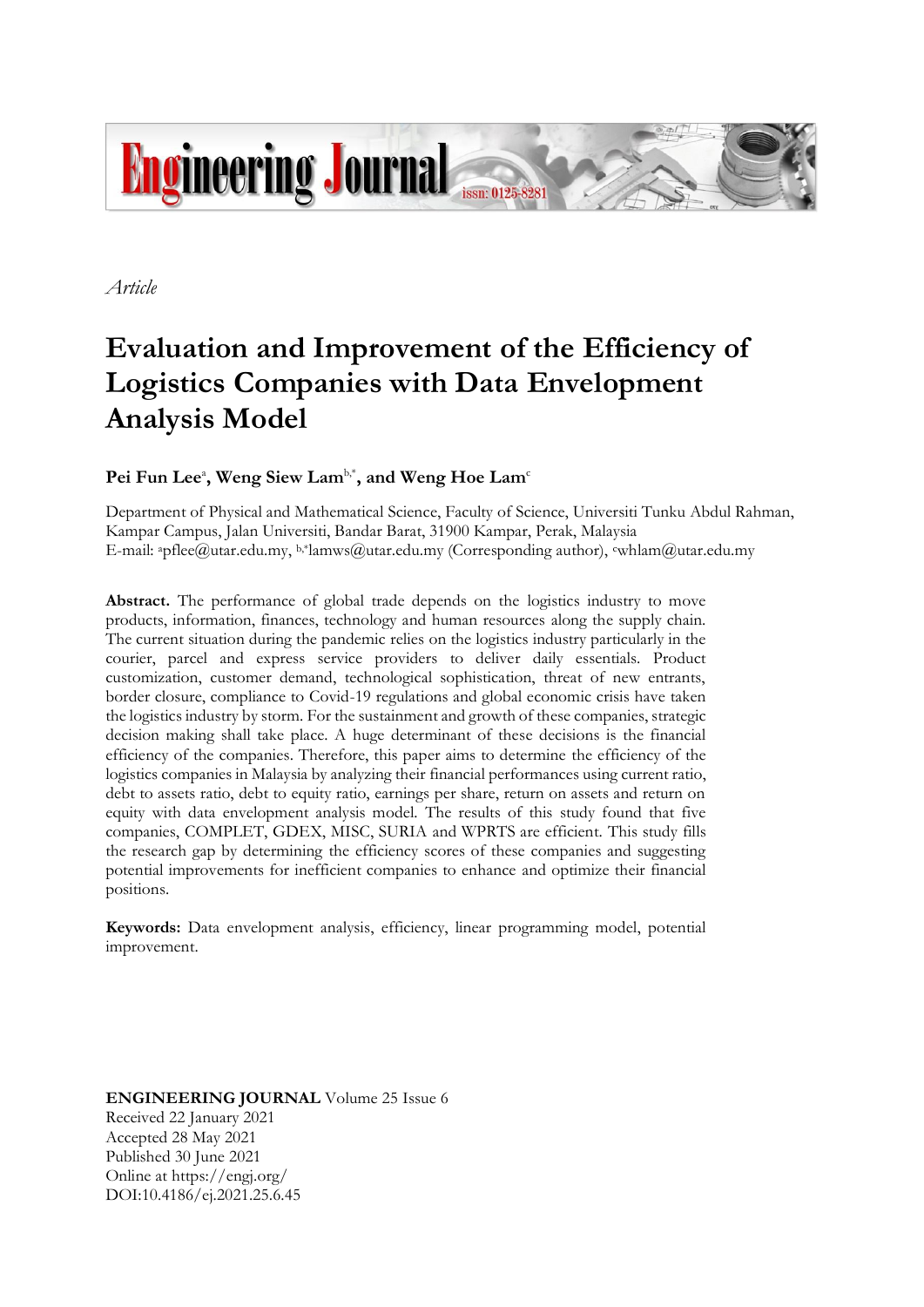*Article*

# Evaluation and Improvement of the Efficiency of Logistics Companies with Data Envelopment Analysis Model

**Pei Fun Lee[a], Weng Siew Lam[b,*], and Weng Hoe Lam[c]**

Department of Physical and Mathematical Science, Faculty of Science, Universiti Tunku Abdul Rahman, Kampar Campus, Jalan Universiti, Bandar Barat, 31900 Kampar, Perak, Malaysia
E-mail: [a]pflee@utar.edu.my, [b,*]lamws@utar.edu.my (Corresponding author), [c]whlam@utar.edu.my

**Abstract.** The performance of global trade depends on the logistics industry to move products, information, finances, technology and human resources along the supply chain. The current situation during the pandemic relies on the logistics industry particularly in the courier, parcel and express service providers to deliver daily essentials. Product customization, customer demand, technological sophistication, threat of new entrants, border closure, compliance to Covid-19 regulations and global economic crisis have taken the logistics industry by storm. For the sustainment and growth of these companies, strategic decision making shall take place. A huge determinant of these decisions is the financial efficiency of the companies. Therefore, this paper aims to determine the efficiency of the logistics companies in Malaysia by analyzing their financial performances using current ratio, debt to assets ratio, debt to equity ratio, earnings per share, return on assets and return on equity with data envelopment analysis model. The results of this study found that five companies, COMPLET, GDEX, MISC, SURIA and WPRTS are efficient. This study fills the research gap by determining the efficiency scores of these companies and suggesting potential improvements for inefficient companies to enhance and optimize their financial positions.

**Keywords:** Data envelopment analysis, efficiency, linear programming model, potential improvement.

**ENGINEERING JOURNAL** Volume 25 Issue 6
Received 22 January 2021
Accepted 28 May 2021
Published 30 June 2021
Online at https://engj.org/
DOI:10.4186/ej.2021.25.6.45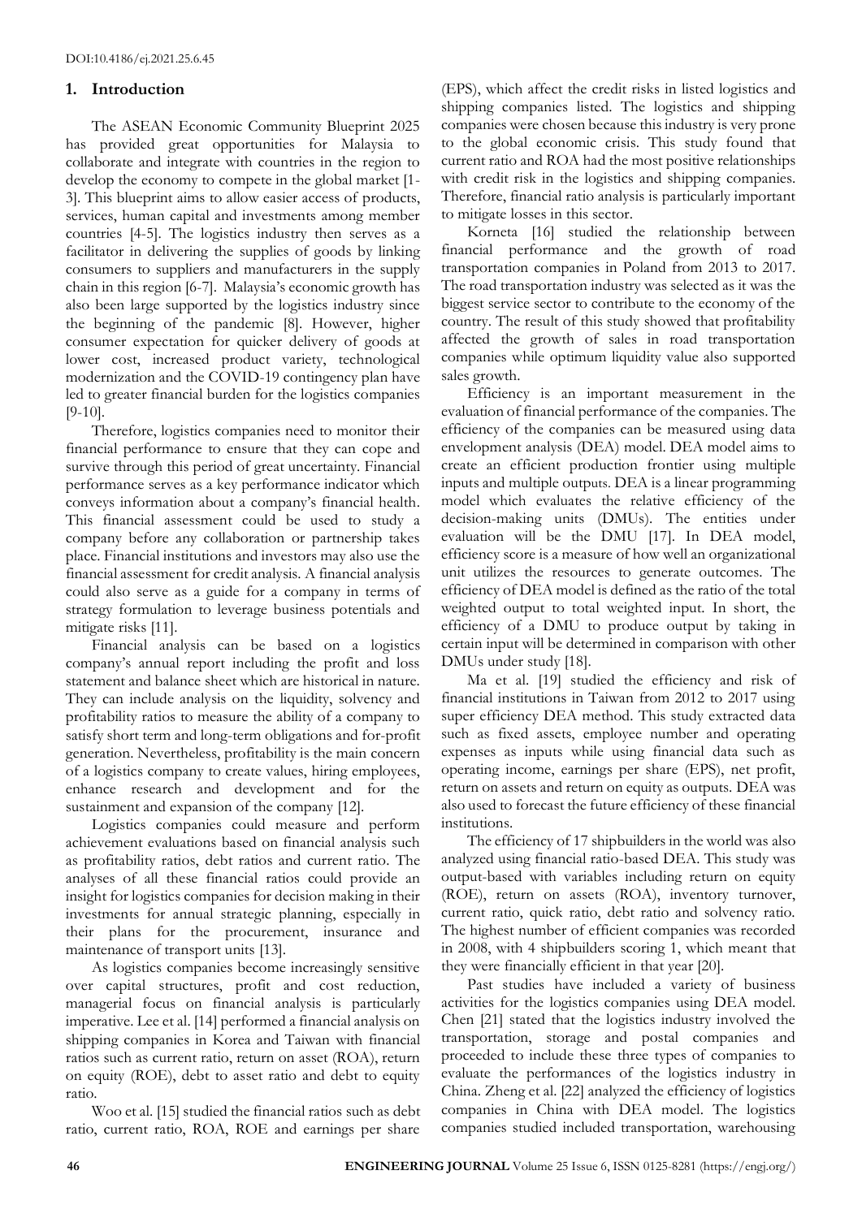## 1. Introduction

The ASEAN Economic Community Blueprint 2025 has provided great opportunities for Malaysia to collaborate and integrate with countries in the region to develop the economy to compete in the global market [1-3]. This blueprint aims to allow easier access of products, services, human capital and investments among member countries [4-5]. The logistics industry then serves as a facilitator in delivering the supplies of goods by linking consumers to suppliers and manufacturers in the supply chain in this region [6-7]. Malaysia's economic growth has also been large supported by the logistics industry since the beginning of the pandemic [8]. However, higher consumer expectation for quicker delivery of goods at lower cost, increased product variety, technological modernization and the COVID-19 contingency plan have led to greater financial burden for the logistics companies [9-10].

Therefore, logistics companies need to monitor their financial performance to ensure that they can cope and survive through this period of great uncertainty. Financial performance serves as a key performance indicator which conveys information about a company's financial health. This financial assessment could be used to study a company before any collaboration or partnership takes place. Financial institutions and investors may also use the financial assessment for credit analysis. A financial analysis could also serve as a guide for a company in terms of strategy formulation to leverage business potentials and mitigate risks [11].

Financial analysis can be based on a logistics company's annual report including the profit and loss statement and balance sheet which are historical in nature. They can include analysis on the liquidity, solvency and profitability ratios to measure the ability of a company to satisfy short term and long-term obligations and for-profit generation. Nevertheless, profitability is the main concern of a logistics company to create values, hiring employees, enhance research and development and for the sustainment and expansion of the company [12].

Logistics companies could measure and perform achievement evaluations based on financial analysis such as profitability ratios, debt ratios and current ratio. The analyses of all these financial ratios could provide an insight for logistics companies for decision making in their investments for annual strategic planning, especially in their plans for the procurement, insurance and maintenance of transport units [13].

As logistics companies become increasingly sensitive over capital structures, profit and cost reduction, managerial focus on financial analysis is particularly imperative. Lee et al. [14] performed a financial analysis on shipping companies in Korea and Taiwan with financial ratios such as current ratio, return on asset (ROA), return on equity (ROE), debt to asset ratio and debt to equity ratio.

Woo et al. [15] studied the financial ratios such as debt ratio, current ratio, ROA, ROE and earnings per share (EPS), which affect the credit risks in listed logistics and shipping companies listed. The logistics and shipping companies were chosen because this industry is very prone to the global economic crisis. This study found that current ratio and ROA had the most positive relationships with credit risk in the logistics and shipping companies. Therefore, financial ratio analysis is particularly important to mitigate losses in this sector.

Korneta [16] studied the relationship between financial performance and the growth of road transportation companies in Poland from 2013 to 2017. The road transportation industry was selected as it was the biggest service sector to contribute to the economy of the country. The result of this study showed that profitability affected the growth of sales in road transportation companies while optimum liquidity value also supported sales growth.

Efficiency is an important measurement in the evaluation of financial performance of the companies. The efficiency of the companies can be measured using data envelopment analysis (DEA) model. DEA model aims to create an efficient production frontier using multiple inputs and multiple outputs. DEA is a linear programming model which evaluates the relative efficiency of the decision-making units (DMUs). The entities under evaluation will be the DMU [17]. In DEA model, efficiency score is a measure of how well an organizational unit utilizes the resources to generate outcomes. The efficiency of DEA model is defined as the ratio of the total weighted output to total weighted input. In short, the efficiency of a DMU to produce output by taking in certain input will be determined in comparison with other DMUs under study [18].

Ma et al. [19] studied the efficiency and risk of financial institutions in Taiwan from 2012 to 2017 using super efficiency DEA method. This study extracted data such as fixed assets, employee number and operating expenses as inputs while using financial data such as operating income, earnings per share (EPS), net profit, return on assets and return on equity as outputs. DEA was also used to forecast the future efficiency of these financial institutions.

The efficiency of 17 shipbuilders in the world was also analyzed using financial ratio-based DEA. This study was output-based with variables including return on equity (ROE), return on assets (ROA), inventory turnover, current ratio, quick ratio, debt ratio and solvency ratio. The highest number of efficient companies was recorded in 2008, with 4 shipbuilders scoring 1, which meant that they were financially efficient in that year [20].

Past studies have included a variety of business activities for the logistics companies using DEA model. Chen [21] stated that the logistics industry involved the transportation, storage and postal companies and proceeded to include these three types of companies to evaluate the performances of the logistics industry in China. Zheng et al. [22] analyzed the efficiency of logistics companies in China with DEA model. The logistics companies studied included transportation, warehousing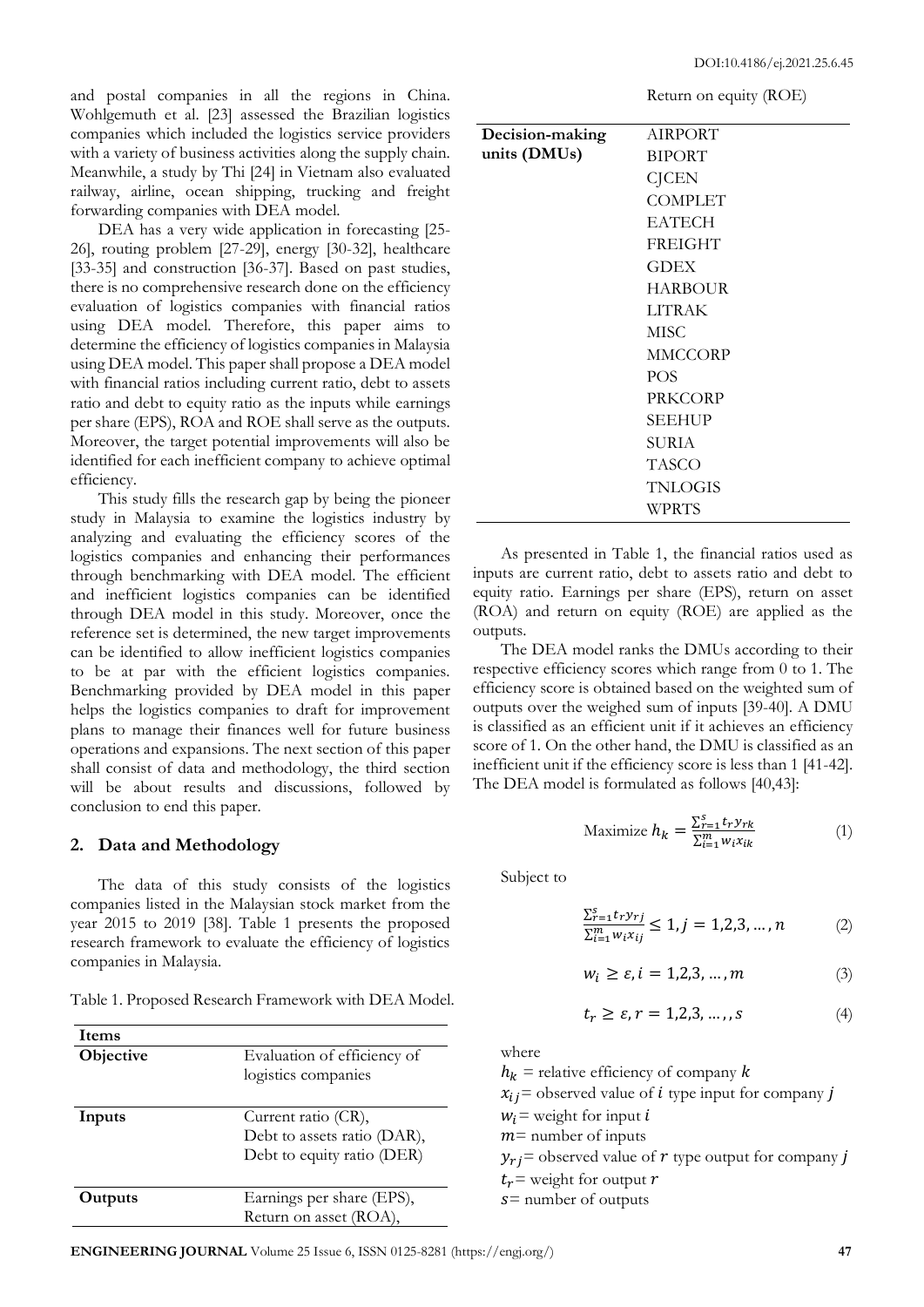and postal companies in all the regions in China. Wohlgemuth et al. [23] assessed the Brazilian logistics companies which included the logistics service providers with a variety of business activities along the supply chain. Meanwhile, a study by Thi [24] in Vietnam also evaluated railway, airline, ocean shipping, trucking and freight forwarding companies with DEA model.

DEA has a very wide application in forecasting [25-26], routing problem [27-29], energy [30-32], healthcare [33-35] and construction [36-37]. Based on past studies, there is no comprehensive research done on the efficiency evaluation of logistics companies with financial ratios using DEA model. Therefore, this paper aims to determine the efficiency of logistics companies in Malaysia using DEA model. This paper shall propose a DEA model with financial ratios including current ratio, debt to assets ratio and debt to equity ratio as the inputs while earnings per share (EPS), ROA and ROE shall serve as the outputs. Moreover, the target potential improvements will also be identified for each inefficient company to achieve optimal efficiency.

This study fills the research gap by being the pioneer study in Malaysia to examine the logistics industry by analyzing and evaluating the efficiency scores of the logistics companies and enhancing their performances through benchmarking with DEA model. The efficient and inefficient logistics companies can be identified through DEA model in this study. Moreover, once the reference set is determined, the new target improvements can be identified to allow inefficient logistics companies to be at par with the efficient logistics companies. Benchmarking provided by DEA model in this paper helps the logistics companies to draft for improvement plans to manage their finances well for future business operations and expansions. The next section of this paper shall consist of data and methodology, the third section will be about results and discussions, followed by conclusion to end this paper.

## 2. Data and Methodology

The data of this study consists of the logistics companies listed in the Malaysian stock market from the year 2015 to 2019 [38]. Table 1 presents the proposed research framework to evaluate the efficiency of logistics companies in Malaysia.

Table 1. Proposed Research Framework with DEA Model.

| Items | |
|---|---|
| **Objective** | Evaluation of efficiency of logistics companies |
| **Inputs** | Current ratio (CR),<br>Debt to assets ratio (DAR),<br>Debt to equity ratio (DER) |
| **Outputs** | Earnings per share (EPS),<br>Return on asset (ROA),<br>Return on equity (ROE) |
| **Decision-making units (DMUs)** | AIRPORT<br>BIPORT<br>CJCEN<br>COMPLET<br>EATECH<br>FREIGHT<br>GDEX<br>HARBOUR<br>LITRAK<br>MISC<br>MMCCORP<br>POS<br>PRKCORP<br>SEEHUP<br>SURIA<br>TASCO<br>TNLOGIS<br>WPRTS |

As presented in Table 1, the financial ratios used as inputs are current ratio, debt to assets ratio and debt to equity ratio. Earnings per share (EPS), return on asset (ROA) and return on equity (ROE) are applied as the outputs.

The DEA model ranks the DMUs according to their respective efficiency scores which range from 0 to 1. The efficiency score is obtained based on the weighted sum of outputs over the weighed sum of inputs [39-40]. A DMU is classified as an efficient unit if it achieves an efficiency score of 1. On the other hand, the DMU is classified as an inefficient unit if the efficiency score is less than 1 [41-42]. The DEA model is formulated as follows [40,43]:

$$\text{Maximize } h_k = \frac{\sum_{r=1}^{s} t_r y_{rk}}{\sum_{i=1}^{m} w_i x_{ik}} \quad (1)$$

Subject to

$$\frac{\sum_{r=1}^{s} t_r y_{rj}}{\sum_{i=1}^{m} w_i x_{ij}} \leq 1, j = 1,2,3, \ldots, n \quad (2)$$

$$w_i \geq \varepsilon, i = 1,2,3, \ldots, m \quad (3)$$

$$t_r \geq \varepsilon, r = 1,2,3, \ldots, s \quad (4)$$

where

$h_k$ = relative efficiency of company $k$

$x_{ij}$ = observed value of $i$ type input for company $j$

$w_i$ = weight for input $i$

$m$ = number of inputs

$y_{rj}$ = observed value of $r$ type output for company $j$

$t_r$ = weight for output $r$

$s$ = number of outputs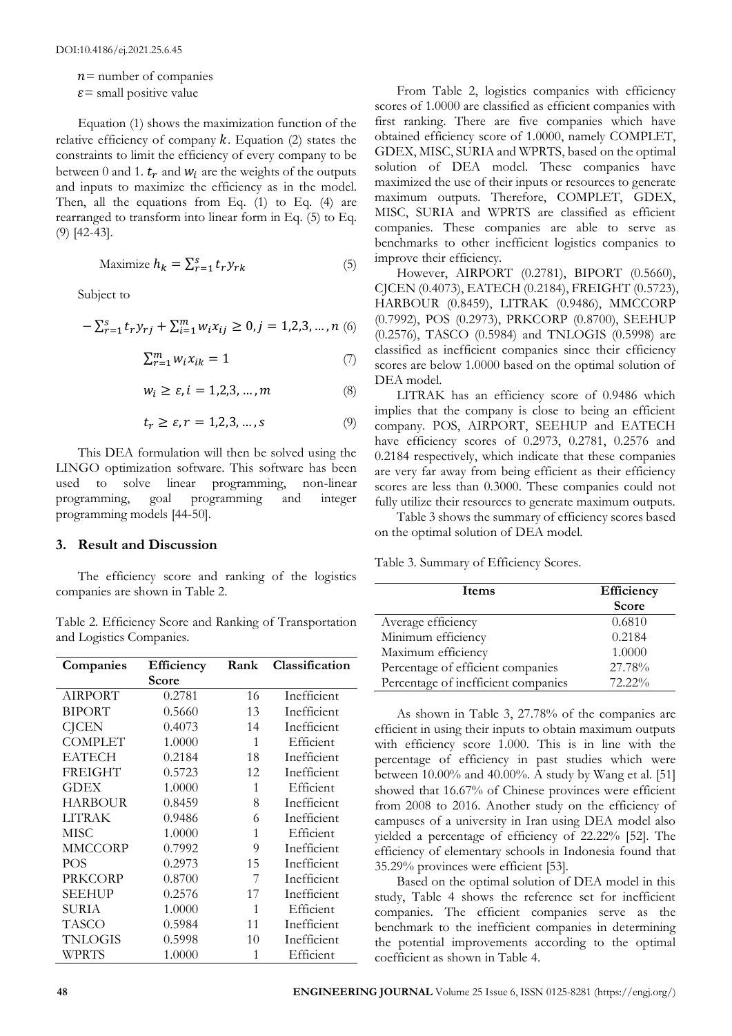$n$= number of companies

$\varepsilon$= small positive value

Equation (1) shows the maximization function of the relative efficiency of company $k$. Equation (2) states the constraints to limit the efficiency of every company to be between 0 and 1. $t_r$ and $w_i$ are the weights of the outputs and inputs to maximize the efficiency as in the model. Then, all the equations from Eq. (1) to Eq. (4) are rearranged to transform into linear form in Eq. (5) to Eq. (9) [42-43].

$$\text{Maximize } h_k = \sum_{r=1}^{s} t_r y_{rk} \tag{5}$$

Subject to

$$-\sum_{r=1}^{s} t_r y_{rj} + \sum_{i=1}^{m} w_i x_{ij} \geq 0, j = 1,2,3,\ldots,n \tag{6}$$

$$\sum_{r=1}^{m} w_i x_{ik} = 1 \tag{7}$$

$$w_i \geq \varepsilon, i = 1,2,3,\ldots,m \tag{8}$$

$$t_r \geq \varepsilon, r = 1,2,3,\ldots,s \tag{9}$$

This DEA formulation will then be solved using the LINGO optimization software. This software has been used to solve linear programming, non-linear programming, goal programming and integer programming models [44-50].

## 3. Result and Discussion

The efficiency score and ranking of the logistics companies are shown in Table 2.

Table 2. Efficiency Score and Ranking of Transportation and Logistics Companies.

| Companies | Efficiency Score | Rank | Classification |
|---|---|---|---|
| AIRPORT | 0.2781 | 16 | Inefficient |
| BIPORT | 0.5660 | 13 | Inefficient |
| CJCEN | 0.4073 | 14 | Inefficient |
| COMPLET | 1.0000 | 1 | Efficient |
| EATECH | 0.2184 | 18 | Inefficient |
| FREIGHT | 0.5723 | 12 | Inefficient |
| GDEX | 1.0000 | 1 | Efficient |
| HARBOUR | 0.8459 | 8 | Inefficient |
| LITRAK | 0.9486 | 6 | Inefficient |
| MISC | 1.0000 | 1 | Efficient |
| MMCCORP | 0.7992 | 9 | Inefficient |
| POS | 0.2973 | 15 | Inefficient |
| PRKCORP | 0.8700 | 7 | Inefficient |
| SEEHUP | 0.2576 | 17 | Inefficient |
| SURIA | 1.0000 | 1 | Efficient |
| TASCO | 0.5984 | 11 | Inefficient |
| TNLOGIS | 0.5998 | 10 | Inefficient |
| WPRTS | 1.0000 | 1 | Efficient |

From Table 2, logistics companies with efficiency scores of 1.0000 are classified as efficient companies with first ranking. There are five companies which have obtained efficiency score of 1.0000, namely COMPLET, GDEX, MISC, SURIA and WPRTS, based on the optimal solution of DEA model. These companies have maximized the use of their inputs or resources to generate maximum outputs. Therefore, COMPLET, GDEX, MISC, SURIA and WPRTS are classified as efficient companies. These companies are able to serve as benchmarks to other inefficient logistics companies to improve their efficiency.

However, AIRPORT (0.2781), BIPORT (0.5660), CJCEN (0.4073), EATECH (0.2184), FREIGHT (0.5723), HARBOUR (0.8459), LITRAK (0.9486), MMCCORP (0.7992), POS (0.2973), PRKCORP (0.8700), SEEHUP (0.2576), TASCO (0.5984) and TNLOGIS (0.5998) are classified as inefficient companies since their efficiency scores are below 1.0000 based on the optimal solution of DEA model.

LITRAK has an efficiency score of 0.9486 which implies that the company is close to being an efficient company. POS, AIRPORT, SEEHUP and EATECH have efficiency scores of 0.2973, 0.2781, 0.2576 and 0.2184 respectively, which indicate that these companies are very far away from being efficient as their efficiency scores are less than 0.3000. These companies could not fully utilize their resources to generate maximum outputs.

Table 3 shows the summary of efficiency scores based on the optimal solution of DEA model.

Table 3. Summary of Efficiency Scores.

| Items | Efficiency Score |
|---|---|
| Average efficiency | 0.6810 |
| Minimum efficiency | 0.2184 |
| Maximum efficiency | 1.0000 |
| Percentage of efficient companies | 27.78% |
| Percentage of inefficient companies | 72.22% |

As shown in Table 3, 27.78% of the companies are efficient in using their inputs to obtain maximum outputs with efficiency score 1.000. This is in line with the percentage of efficiency in past studies which were between 10.00% and 40.00%. A study by Wang et al. [51] showed that 16.67% of Chinese provinces were efficient from 2008 to 2016. Another study on the efficiency of campuses of a university in Iran using DEA model also yielded a percentage of efficiency of 22.22% [52]. The efficiency of elementary schools in Indonesia found that 35.29% provinces were efficient [53].

Based on the optimal solution of DEA model in this study, Table 4 shows the reference set for inefficient companies. The efficient companies serve as the benchmark to the inefficient companies in determining the potential improvements according to the optimal coefficient as shown in Table 4.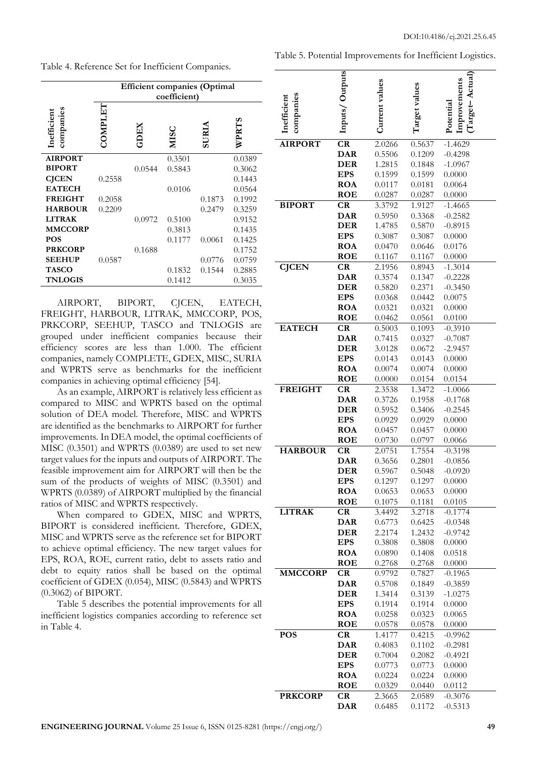Table 4. Reference Set for Inefficient Companies.

| Inefficient companies | Efficient companies (Optimal coefficient) | | | | |
|---|---|---|---|---|---|
| | COMPLET | GDEX | MISC | SURIA | WPRTS |
| **AIRPORT** | | | 0.3501 | | 0.0389 |
| **BIPORT** | | 0.0544 | 0.5843 | | 0.3062 |
| **CJCEN** | 0.2558 | | | | 0.1443 |
| **EATECH** | | | 0.0106 | | 0.0564 |
| **FREIGHT** | 0.2058 | | | 0.1873 | 0.1992 |
| **HARBOUR** | 0.2209 | | | 0.2479 | 0.3259 |
| **LITRAK** | | 0.0972 | 0.5100 | | 0.9152 |
| **MMCCORP** | | | 0.3813 | | 0.1435 |
| **POS** | | | 0.1177 | 0.0061 | 0.1425 |
| **PRKCORP** | | 0.1688 | | | 0.1752 |
| **SEEHUP** | 0.0587 | | | 0.0776 | 0.0759 |
| **TASCO** | | | 0.1832 | 0.1544 | 0.2885 |
| **TNLOGIS** | | | 0.1412 | | 0.3035 |

AIRPORT, BIPORT, CJCEN, EATECH, FREIGHT, HARBOUR, LITRAK, MMCCORP, POS, PRKCORP, SEEHUP, TASCO and TNLOGIS are grouped under inefficient companies because their efficiency scores are less than 1.000. The efficient companies, namely COMPLETE, GDEX, MISC, SURIA and WPRTS serve as benchmarks for the inefficient companies in achieving optimal efficiency [54].

As an example, AIRPORT is relatively less efficient as compared to MISC and WPRTS based on the optimal solution of DEA model. Therefore, MISC and WPRTS are identified as the benchmarks to AIRPORT for further improvements. In DEA model, the optimal coefficients of MISC (0.3501) and WPRTS (0.0389) are used to set new target values for the inputs and outputs of AIRPORT. The feasible improvement aim for AIRPORT will then be the sum of the products of weights of MISC (0.3501) and WPRTS (0.0389) of AIRPORT multiplied by the financial ratios of MISC and WPRTS respectively.

When compared to GDEX, MISC and WPRTS, BIPORT is considered inefficient. Therefore, GDEX, MISC and WPRTS serve as the reference set for BIPORT to achieve optimal efficiency. The new target values for EPS, ROA, ROE, current ratio, debt to assets ratio and debt to equity ratios shall be based on the optimal coefficient of GDEX (0.054), MISC (0.5843) and WPRTS (0.3062) of BIPORT.

Table 5 describes the potential improvements for all inefficient logistics companies according to reference set in Table 4.

Table 5. Potential Improvements for Inefficient Logistics.

| Inefficient companies | Inputs/ Outputs | Current values | Target values | Potential Improvements (Target– Actual) |
|---|---|---|---|---|
| **AIRPORT** | **CR** | 2.0266 | 0.5637 | -1.4629 |
| | **DAR** | 0.5506 | 0.1209 | -0.4298 |
| | **DER** | 1.2815 | 0.1848 | -1.0967 |
| | **EPS** | 0.1599 | 0.1599 | 0.0000 |
| | **ROA** | 0.0117 | 0.0181 | 0.0064 |
| | **ROE** | 0.0287 | 0.0287 | 0.0000 |
| **BIPORT** | **CR** | 3.3792 | 1.9127 | -1.4665 |
| | **DAR** | 0.5950 | 0.3368 | -0.2582 |
| | **DER** | 1.4785 | 0.5870 | -0.8915 |
| | **EPS** | 0.3087 | 0.3087 | 0.0000 |
| | **ROA** | 0.0470 | 0.0646 | 0.0176 |
| | **ROE** | 0.1167 | 0.1167 | 0.0000 |
| **CJCEN** | **CR** | 2.1956 | 0.8943 | -1.3014 |
| | **DAR** | 0.3574 | 0.1347 | -0.2228 |
| | **DER** | 0.5820 | 0.2371 | -0.3450 |
| | **EPS** | 0.0368 | 0.0442 | 0.0075 |
| | **ROA** | 0.0321 | 0.0321 | 0.0000 |
| | **ROE** | 0.0462 | 0.0561 | 0.0100 |
| **EATECH** | **CR** | 0.5003 | 0.1093 | -0.3910 |
| | **DAR** | 0.7415 | 0.0327 | -0.7087 |
| | **DER** | 3.0128 | 0.0672 | -2.9457 |
| | **EPS** | 0.0143 | 0.0143 | 0.0000 |
| | **ROA** | 0.0074 | 0.0074 | 0.0000 |
| | **ROE** | 0.0000 | 0.0154 | 0.0154 |
| **FREIGHT** | **CR** | 2.3538 | 1.3472 | -1.0066 |
| | **DAR** | 0.3726 | 0.1958 | -0.1768 |
| | **DER** | 0.5952 | 0.3406 | -0.2545 |
| | **EPS** | 0.0929 | 0.0929 | 0.0000 |
| | **ROA** | 0.0457 | 0.0457 | 0.0000 |
| | **ROE** | 0.0730 | 0.0797 | 0.0066 |
| **HARBOUR** | **CR** | 2.0751 | 1.7554 | -0.3198 |
| | **DAR** | 0.3656 | 0.2801 | -0.0856 |
| | **DER** | 0.5967 | 0.5048 | -0.0920 |
| | **EPS** | 0.1297 | 0.1297 | 0.0000 |
| | **ROA** | 0.0653 | 0.0653 | 0.0000 |
| | **ROE** | 0.1075 | 0.1181 | 0.0105 |
| **LITRAK** | **CR** | 3.4492 | 3.2718 | -0.1774 |
| | **DAR** | 0.6773 | 0.6425 | -0.0348 |
| | **DER** | 2.2174 | 1.2432 | -0.9742 |
| | **EPS** | 0.3808 | 0.3808 | 0.0000 |
| | **ROA** | 0.0890 | 0.1408 | 0.0518 |
| | **ROE** | 0.2768 | 0.2768 | 0.0000 |
| **MMCCORP** | **CR** | 0.9792 | 0.7827 | -0.1965 |
| | **DAR** | 0.5708 | 0.1849 | -0.3859 |
| | **DER** | 1.3414 | 0.3139 | -1.0275 |
| | **EPS** | 0.1914 | 0.1914 | 0.0000 |
| | **ROA** | 0.0258 | 0.0323 | 0.0065 |
| | **ROE** | 0.0578 | 0.0578 | 0.0000 |
| **POS** | **CR** | 1.4177 | 0.4215 | -0.9962 |
| | **DAR** | 0.4083 | 0.1102 | -0.2981 |
| | **DER** | 0.7004 | 0.2082 | -0.4921 |
| | **EPS** | 0.0773 | 0.0773 | 0.0000 |
| | **ROA** | 0.0224 | 0.0224 | 0.0000 |
| | **ROE** | 0.0329 | 0.0440 | 0.0112 |
| **PRKCORP** | **CR** | 2.3665 | 2.0589 | -0.3076 |
| | **DAR** | 0.6485 | 0.1172 | -0.5313 |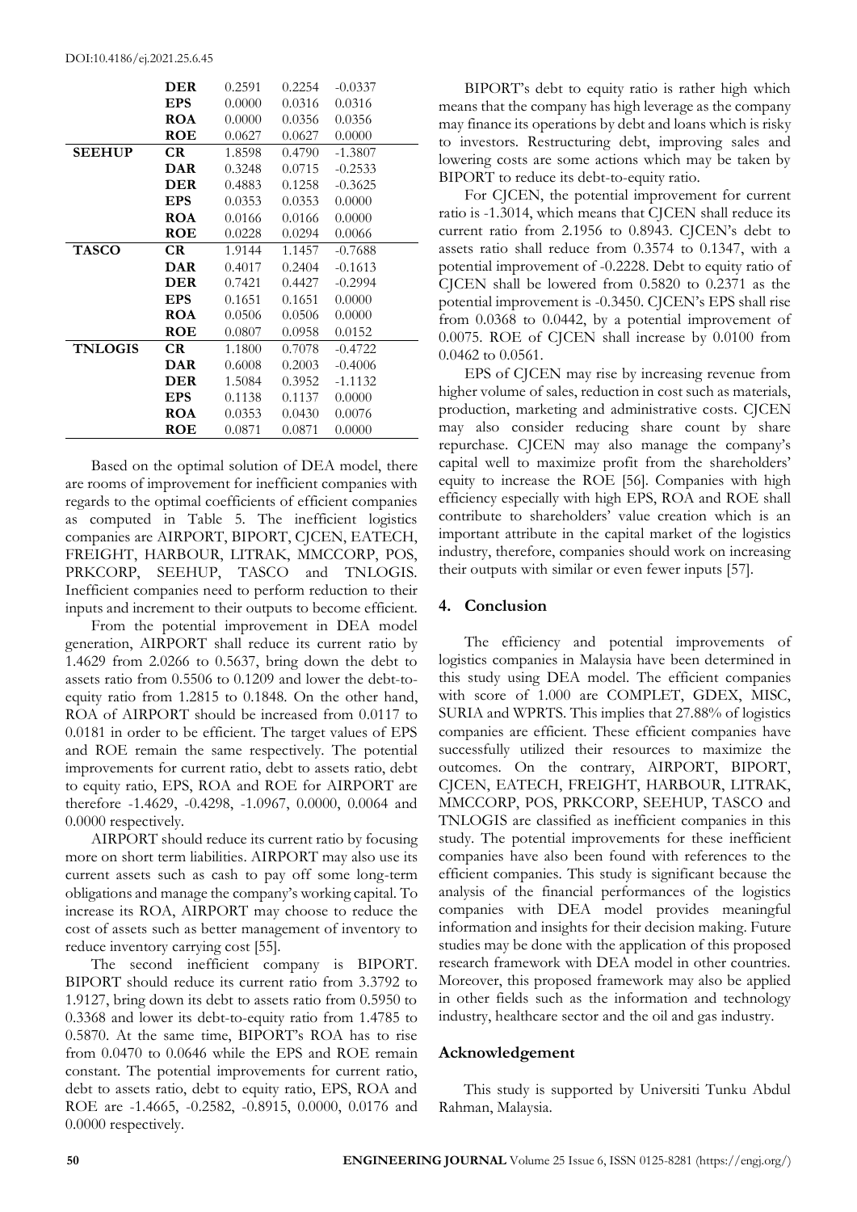| | | | | |
|---|---|---|---|---|
| | **DER** | 0.2591 | 0.2254 | -0.0337 |
| | **EPS** | 0.0000 | 0.0316 | 0.0316 |
| | **ROA** | 0.0000 | 0.0356 | 0.0356 |
| | **ROE** | 0.0627 | 0.0627 | 0.0000 |
| **SEEHUP** | **CR** | 1.8598 | 0.4790 | -1.3807 |
| | **DAR** | 0.3248 | 0.0715 | -0.2533 |
| | **DER** | 0.4883 | 0.1258 | -0.3625 |
| | **EPS** | 0.0353 | 0.0353 | 0.0000 |
| | **ROA** | 0.0166 | 0.0166 | 0.0000 |
| | **ROE** | 0.0228 | 0.0294 | 0.0066 |
| **TASCO** | **CR** | 1.9144 | 1.1457 | -0.7688 |
| | **DAR** | 0.4017 | 0.2404 | -0.1613 |
| | **DER** | 0.7421 | 0.4427 | -0.2994 |
| | **EPS** | 0.1651 | 0.1651 | 0.0000 |
| | **ROA** | 0.0506 | 0.0506 | 0.0000 |
| | **ROE** | 0.0807 | 0.0958 | 0.0152 |
| **TNLOGIS** | **CR** | 1.1800 | 0.7078 | -0.4722 |
| | **DAR** | 0.6008 | 0.2003 | -0.4006 |
| | **DER** | 1.5084 | 0.3952 | -1.1132 |
| | **EPS** | 0.1138 | 0.1137 | 0.0000 |
| | **ROA** | 0.0353 | 0.0430 | 0.0076 |
| | **ROE** | 0.0871 | 0.0871 | 0.0000 |

Based on the optimal solution of DEA model, there are rooms of improvement for inefficient companies with regards to the optimal coefficients of efficient companies as computed in Table 5. The inefficient logistics companies are AIRPORT, BIPORT, CJCEN, EATECH, FREIGHT, HARBOUR, LITRAK, MMCCORP, POS, PRKCORP, SEEHUP, TASCO and TNLOGIS. Inefficient companies need to perform reduction to their inputs and increment to their outputs to become efficient.

From the potential improvement in DEA model generation, AIRPORT shall reduce its current ratio by 1.4629 from 2.0266 to 0.5637, bring down the debt to assets ratio from 0.5506 to 0.1209 and lower the debt-to-equity ratio from 1.2815 to 0.1848. On the other hand, ROA of AIRPORT should be increased from 0.0117 to 0.0181 in order to be efficient. The target values of EPS and ROE remain the same respectively. The potential improvements for current ratio, debt to assets ratio, debt to equity ratio, EPS, ROA and ROE for AIRPORT are therefore -1.4629, -0.4298, -1.0967, 0.0000, 0.0064 and 0.0000 respectively.

AIRPORT should reduce its current ratio by focusing more on short term liabilities. AIRPORT may also use its current assets such as cash to pay off some long-term obligations and manage the company's working capital. To increase its ROA, AIRPORT may choose to reduce the cost of assets such as better management of inventory to reduce inventory carrying cost [55].

The second inefficient company is BIPORT. BIPORT should reduce its current ratio from 3.3792 to 1.9127, bring down its debt to assets ratio from 0.5950 to 0.3368 and lower its debt-to-equity ratio from 1.4785 to 0.5870. At the same time, BIPORT's ROA has to rise from 0.0470 to 0.0646 while the EPS and ROE remain constant. The potential improvements for current ratio, debt to assets ratio, debt to equity ratio, EPS, ROA and ROE are -1.4665, -0.2582, -0.8915, 0.0000, 0.0176 and 0.0000 respectively.

BIPORT's debt to equity ratio is rather high which means that the company has high leverage as the company may finance its operations by debt and loans which is risky to investors. Restructuring debt, improving sales and lowering costs are some actions which may be taken by BIPORT to reduce its debt-to-equity ratio.

For CJCEN, the potential improvement for current ratio is -1.3014, which means that CJCEN shall reduce its current ratio from 2.1956 to 0.8943. CJCEN's debt to assets ratio shall reduce from 0.3574 to 0.1347, with a potential improvement of -0.2228. Debt to equity ratio of CJCEN shall be lowered from 0.5820 to 0.2371 as the potential improvement is -0.3450. CJCEN's EPS shall rise from 0.0368 to 0.0442, by a potential improvement of 0.0075. ROE of CJCEN shall increase by 0.0100 from 0.0462 to 0.0561.

EPS of CJCEN may rise by increasing revenue from higher volume of sales, reduction in cost such as materials, production, marketing and administrative costs. CJCEN may also consider reducing share count by share repurchase. CJCEN may also manage the company's capital well to maximize profit from the shareholders' equity to increase the ROE [56]. Companies with high efficiency especially with high EPS, ROA and ROE shall contribute to shareholders' value creation which is an important attribute in the capital market of the logistics industry, therefore, companies should work on increasing their outputs with similar or even fewer inputs [57].

## 4. Conclusion

The efficiency and potential improvements of logistics companies in Malaysia have been determined in this study using DEA model. The efficient companies with score of 1.000 are COMPLET, GDEX, MISC, SURIA and WPRTS. This implies that 27.88% of logistics companies are efficient. These efficient companies have successfully utilized their resources to maximize the outcomes. On the contrary, AIRPORT, BIPORT, CJCEN, EATECH, FREIGHT, HARBOUR, LITRAK, MMCCORP, POS, PRKCORP, SEEHUP, TASCO and TNLOGIS are classified as inefficient companies in this study. The potential improvements for these inefficient companies have also been found with references to the efficient companies. This study is significant because the analysis of the financial performances of the logistics companies with DEA model provides meaningful information and insights for their decision making. Future studies may be done with the application of this proposed research framework with DEA model in other countries. Moreover, this proposed framework may also be applied in other fields such as the information and technology industry, healthcare sector and the oil and gas industry.

## Acknowledgement

This study is supported by Universiti Tunku Abdul Rahman, Malaysia.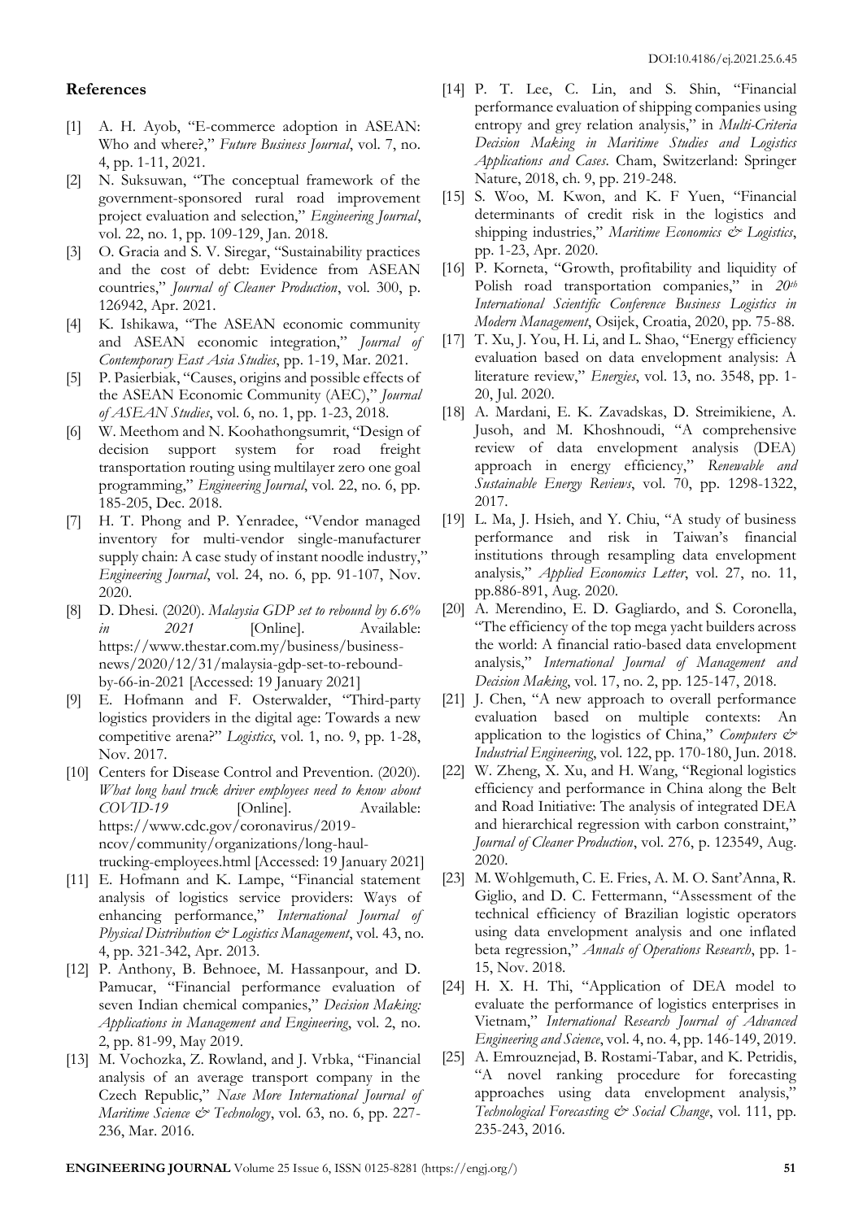## References

[1] A. H. Ayob, "E-commerce adoption in ASEAN: Who and where?," *Future Business Journal*, vol. 7, no. 4, pp. 1-11, 2021.

[2] N. Suksuwan, "The conceptual framework of the government-sponsored rural road improvement project evaluation and selection," *Engineering Journal*, vol. 22, no. 1, pp. 109-129, Jan. 2018.

[3] O. Gracia and S. V. Siregar, "Sustainability practices and the cost of debt: Evidence from ASEAN countries," *Journal of Cleaner Production*, vol. 300, p. 126942, Apr. 2021.

[4] K. Ishikawa, "The ASEAN economic community and ASEAN economic integration," *Journal of Contemporary East Asia Studies*, pp. 1-19, Mar. 2021.

[5] P. Pasierbiak, "Causes, origins and possible effects of the ASEAN Economic Community (AEC)," *Journal of ASEAN Studies*, vol. 6, no. 1, pp. 1-23, 2018.

[6] W. Meethom and N. Koohathongsumrit, "Design of decision support system for road freight transportation routing using multilayer zero one goal programming," *Engineering Journal*, vol. 22, no. 6, pp. 185-205, Dec. 2018.

[7] H. T. Phong and P. Yenradee, "Vendor managed inventory for multi-vendor single-manufacturer supply chain: A case study of instant noodle industry," *Engineering Journal*, vol. 24, no. 6, pp. 91-107, Nov. 2020.

[8] D. Dhesi. (2020). *Malaysia GDP set to rebound by 6.6% in 2021* [Online]. Available: https://www.thestar.com.my/business/business-news/2020/12/31/malaysia-gdp-set-to-rebound-by-66-in-2021 [Accessed: 19 January 2021]

[9] E. Hofmann and F. Osterwalder, "Third-party logistics providers in the digital age: Towards a new competitive arena?" *Logistics*, vol. 1, no. 9, pp. 1-28, Nov. 2017.

[10] Centers for Disease Control and Prevention. (2020). *What long haul truck driver employees need to know about COVID-19* [Online]. Available: https://www.cdc.gov/coronavirus/2019-ncov/community/organizations/long-haul-trucking-employees.html [Accessed: 19 January 2021]

[11] E. Hofmann and K. Lampe, "Financial statement analysis of logistics service providers: Ways of enhancing performance," *International Journal of Physical Distribution & Logistics Management*, vol. 43, no. 4, pp. 321-342, Apr. 2013.

[12] P. Anthony, B. Behnoee, M. Hassanpour, and D. Pamucar, "Financial performance evaluation of seven Indian chemical companies," *Decision Making: Applications in Management and Engineering*, vol. 2, no. 2, pp. 81-99, May 2019.

[13] M. Vochozka, Z. Rowland, and J. Vrbka, "Financial analysis of an average transport company in the Czech Republic," *Nase More International Journal of Maritime Science & Technology*, vol. 63, no. 6, pp. 227-236, Mar. 2016.

[14] P. T. Lee, C. Lin, and S. Shin, "Financial performance evaluation of shipping companies using entropy and grey relation analysis," in *Multi-Criteria Decision Making in Maritime Studies and Logistics Applications and Cases*. Cham, Switzerland: Springer Nature, 2018, ch. 9, pp. 219-248.

[15] S. Woo, M. Kwon, and K. F Yuen, "Financial determinants of credit risk in the logistics and shipping industries," *Maritime Economics & Logistics*, pp. 1-23, Apr. 2020.

[16] P. Korneta, "Growth, profitability and liquidity of Polish road transportation companies," in *20th International Scientific Conference Business Logistics in Modern Management*, Osijek, Croatia, 2020, pp. 75-88.

[17] T. Xu, J. You, H. Li, and L. Shao, "Energy efficiency evaluation based on data envelopment analysis: A literature review," *Energies*, vol. 13, no. 3548, pp. 1-20, Jul. 2020.

[18] A. Mardani, E. K. Zavadskas, D. Streimikiene, A. Jusoh, and M. Khoshnoudi, "A comprehensive review of data envelopment analysis (DEA) approach in energy efficiency," *Renewable and Sustainable Energy Reviews*, vol. 70, pp. 1298-1322, 2017.

[19] L. Ma, J. Hsieh, and Y. Chiu, "A study of business performance and risk in Taiwan's financial institutions through resampling data envelopment analysis," *Applied Economics Letter*, vol. 27, no. 11, pp.886-891, Aug. 2020.

[20] A. Merendino, E. D. Gagliardo, and S. Coronella, "The efficiency of the top mega yacht builders across the world: A financial ratio-based data envelopment analysis," *International Journal of Management and Decision Making*, vol. 17, no. 2, pp. 125-147, 2018.

[21] J. Chen, "A new approach to overall performance evaluation based on multiple contexts: An application to the logistics of China," *Computers & Industrial Engineering*, vol. 122, pp. 170-180, Jun. 2018.

[22] W. Zheng, X. Xu, and H. Wang, "Regional logistics efficiency and performance in China along the Belt and Road Initiative: The analysis of integrated DEA and hierarchical regression with carbon constraint," *Journal of Cleaner Production*, vol. 276, p. 123549, Aug. 2020.

[23] M. Wohlgemuth, C. E. Fries, A. M. O. Sant'Anna, R. Giglio, and D. C. Fettermann, "Assessment of the technical efficiency of Brazilian logistic operators using data envelopment analysis and one inflated beta regression," *Annals of Operations Research*, pp. 1-15, Nov. 2018.

[24] H. X. H. Thi, "Application of DEA model to evaluate the performance of logistics enterprises in Vietnam," *International Research Journal of Advanced Engineering and Science*, vol. 4, no. 4, pp. 146-149, 2019.

[25] A. Emrouznejad, B. Rostami-Tabar, and K. Petridis, "A novel ranking procedure for forecasting approaches using data envelopment analysis," *Technological Forecasting & Social Change*, vol. 111, pp. 235-243, 2016.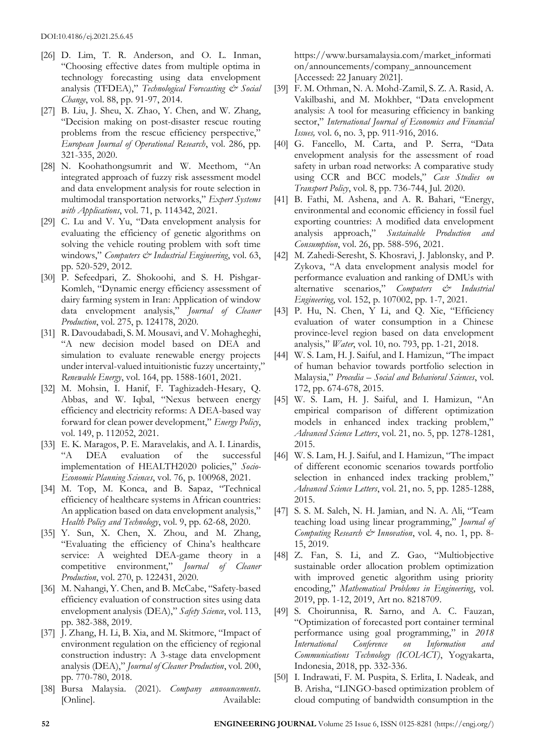[26] D. Lim, T. R. Anderson, and O. L. Inman, "Choosing effective dates from multiple optima in technology forecasting using data envelopment analysis (TFDEA)," *Technological Forecasting & Social Change*, vol. 88, pp. 91-97, 2014.

[27] B. Liu, J. Sheu, X. Zhao, Y. Chen, and W. Zhang, "Decision making on post-disaster rescue routing problems from the rescue efficiency perspective," *European Journal of Operational Research*, vol. 286, pp. 321-335, 2020.

[28] N. Koohathongsumrit and W. Meethom, "An integrated approach of fuzzy risk assessment model and data envelopment analysis for route selection in multimodal transportation networks," *Expert Systems with Applications*, vol. 71, p. 114342, 2021.

[29] C. Lu and V. Yu, "Data envelopment analysis for evaluating the efficiency of genetic algorithms on solving the vehicle routing problem with soft time windows," *Computers & Industrial Engineering*, vol. 63, pp. 520-529, 2012.

[30] P. Sefeedpari, Z. Shokoohi, and S. H. Pishgar-Komleh, "Dynamic energy efficiency assessment of dairy farming system in Iran: Application of window data envelopment analysis," *Journal of Cleaner Production*, vol. 275, p. 124178, 2020.

[31] R. Davoudabadi, S. M. Mousavi, and V. Mohagheghi, "A new decision model based on DEA and simulation to evaluate renewable energy projects under interval-valued intuitionistic fuzzy uncertainty," *Renewable Energy*, vol. 164, pp. 1588-1601, 2021.

[32] M. Mohsin, I. Hanif, F. Taghizadeh-Hesary, Q. Abbas, and W. Iqbal, "Nexus between energy efficiency and electricity reforms: A DEA-based way forward for clean power development," *Energy Policy*, vol. 149, p. 112052, 2021.

[33] E. K. Maragos, P. E. Maravelakis, and A. I. Linardis, "A DEA evaluation of the successful implementation of HEALTH2020 policies," *Socio-Economic Planning Sciences*, vol. 76, p. 100968, 2021.

[34] M. Top, M. Konca, and B. Sapaz, "Technical efficiency of healthcare systems in African countries: An application based on data envelopment analysis," *Health Policy and Technology*, vol. 9, pp. 62-68, 2020.

[35] Y. Sun, X. Chen, X. Zhou, and M. Zhang, "Evaluating the efficiency of China's healthcare service: A weighted DEA-game theory in a competitive environment," *Journal of Cleaner Production*, vol. 270, p. 122431, 2020.

[36] M. Nahangi, Y. Chen, and B. McCabe, "Safety-based efficiency evaluation of construction sites using data envelopment analysis (DEA)," *Safety Science*, vol. 113, pp. 382-388, 2019.

[37] J. Zhang, H. Li, B. Xia, and M. Skitmore, "Impact of environment regulation on the efficiency of regional construction industry: A 3-stage data envelopment analysis (DEA)," *Journal of Cleaner Production*, vol. 200, pp. 770-780, 2018.

[38] Bursa Malaysia. (2021). *Company announcements*. [Online]. Available: https://www.bursamalaysia.com/market_information/announcements/company_announcement [Accessed: 22 January 2021].

[39] F. M. Othman, N. A. Mohd-Zamil, S. Z. A. Rasid, A. Vakilbashi, and M. Mokhber, "Data envelopment analysis: A tool for measuring efficiency in banking sector," *International Journal of Economics and Financial Issues,* vol. 6, no. 3, pp. 911-916, 2016.

[40] G. Fancello, M. Carta, and P. Serra, "Data envelopment analysis for the assessment of road safety in urban road networks: A comparative study using CCR and BCC models," *Case Studies on Transport Policy*, vol. 8, pp. 736-744, Jul. 2020.

[41] B. Fathi, M. Ashena, and A. R. Bahari, "Energy, environmental and economic efficiency in fossil fuel exporting countries: A modified data envelopment analysis approach," *Sustainable Production and Consumption*, vol. 26, pp. 588-596, 2021.

[42] M. Zahedi-Seresht, S. Khosravi, J. Jablonsky, and P. Zykova, "A data envelopment analysis model for performance evaluation and ranking of DMUs with alternative scenarios," *Computers & Industrial Engineering*, vol. 152, p. 107002, pp. 1-7, 2021.

[43] P. Hu, N. Chen, Y Li, and Q. Xie, "Efficiency evaluation of water consumption in a Chinese province-level region based on data envelopment analysis," *Water*, vol. 10, no. 793, pp. 1-21, 2018.

[44] W. S. Lam, H. J. Saiful, and I. Hamizun, "The impact of human behavior towards portfolio selection in Malaysia," *Procedia – Social and Behavioral Sciences*, vol. 172, pp. 674-678, 2015.

[45] W. S. Lam, H. J. Saiful, and I. Hamizun, "An empirical comparison of different optimization models in enhanced index tracking problem," *Advanced Science Letters*, vol. 21, no. 5, pp. 1278-1281, 2015.

[46] W. S. Lam, H. J. Saiful, and I. Hamizun, "The impact of different economic scenarios towards portfolio selection in enhanced index tracking problem," *Advanced Science Letters*, vol. 21, no. 5, pp. 1285-1288, 2015.

[47] S. S. M. Saleh, N. H. Jamian, and N. A. Ali, "Team teaching load using linear programming," *Journal of Computing Research & Innovation*, vol. 4, no. 1, pp. 8-15, 2019.

[48] Z. Fan, S. Li, and Z. Gao, "Multiobjective sustainable order allocation problem optimization with improved genetic algorithm using priority encoding," *Mathematical Problems in Engineering*, vol. 2019, pp. 1-12, 2019, Art no. 8218709.

[49] S. Choirunnisa, R. Sarno, and A. C. Fauzan, "Optimization of forecasted port container terminal performance using goal programming," in *2018 International Conference on Information and Communications Technology (ICOIACT)*, Yogyakarta, Indonesia, 2018, pp. 332-336.

[50] I. Indrawati, F. M. Puspita, S. Erlita, I. Nadeak, and B. Arisha, "LINGO-based optimization problem of cloud computing of bandwidth consumption in the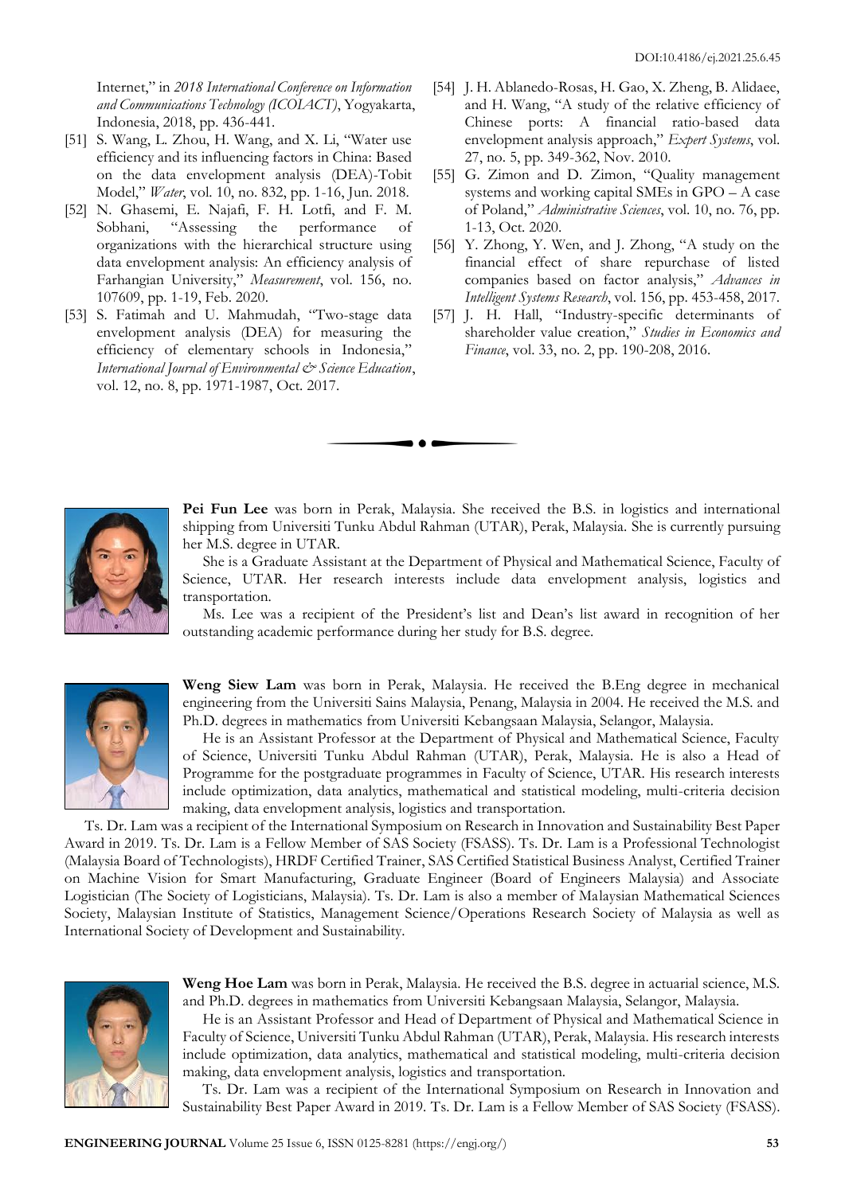Internet," in *2018 International Conference on Information and Communications Technology (ICOIACT)*, Yogyakarta, Indonesia, 2018, pp. 436-441.

[51] S. Wang, L. Zhou, H. Wang, and X. Li, "Water use efficiency and its influencing factors in China: Based on the data envelopment analysis (DEA)-Tobit Model," *Water*, vol. 10, no. 832, pp. 1-16, Jun. 2018.

[52] N. Ghasemi, E. Najafi, F. H. Lotfi, and F. M. Sobhani, "Assessing the performance of organizations with the hierarchical structure using data envelopment analysis: An efficiency analysis of Farhangian University," *Measurement*, vol. 156, no. 107609, pp. 1-19, Feb. 2020.

[53] S. Fatimah and U. Mahmudah, "Two-stage data envelopment analysis (DEA) for measuring the efficiency of elementary schools in Indonesia," *International Journal of Environmental & Science Education*, vol. 12, no. 8, pp. 1971-1987, Oct. 2017.

[54] J. H. Ablanedo-Rosas, H. Gao, X. Zheng, B. Alidaee, and H. Wang, "A study of the relative efficiency of Chinese ports: A financial ratio-based data envelopment analysis approach," *Expert Systems*, vol. 27, no. 5, pp. 349-362, Nov. 2010.

[55] G. Zimon and D. Zimon, "Quality management systems and working capital SMEs in GPO – A case of Poland," *Administrative Sciences*, vol. 10, no. 76, pp. 1-13, Oct. 2020.

[56] Y. Zhong, Y. Wen, and J. Zhong, "A study on the financial effect of share repurchase of listed companies based on factor analysis," *Advances in Intelligent Systems Research*, vol. 156, pp. 453-458, 2017.

[57] J. H. Hall, "Industry-specific determinants of shareholder value creation," *Studies in Economics and Finance*, vol. 33, no. 2, pp. 190-208, 2016.

---

**Pei Fun Lee** was born in Perak, Malaysia. She received the B.S. in logistics and international shipping from Universiti Tunku Abdul Rahman (UTAR), Perak, Malaysia. She is currently pursuing her M.S. degree in UTAR.

She is a Graduate Assistant at the Department of Physical and Mathematical Science, Faculty of Science, UTAR. Her research interests include data envelopment analysis, logistics and transportation.

Ms. Lee was a recipient of the President's list and Dean's list award in recognition of her outstanding academic performance during her study for B.S. degree.

**Weng Siew Lam** was born in Perak, Malaysia. He received the B.Eng degree in mechanical engineering from the Universiti Sains Malaysia, Penang, Malaysia in 2004. He received the M.S. and Ph.D. degrees in mathematics from Universiti Kebangsaan Malaysia, Selangor, Malaysia.

He is an Assistant Professor at the Department of Physical and Mathematical Science, Faculty of Science, Universiti Tunku Abdul Rahman (UTAR), Perak, Malaysia. He is also a Head of Programme for the postgraduate programmes in Faculty of Science, UTAR. His research interests include optimization, data analytics, mathematical and statistical modeling, multi-criteria decision making, data envelopment analysis, logistics and transportation.

Ts. Dr. Lam was a recipient of the International Symposium on Research in Innovation and Sustainability Best Paper Award in 2019. Ts. Dr. Lam is a Fellow Member of SAS Society (FSASS). Ts. Dr. Lam is a Professional Technologist (Malaysia Board of Technologists), HRDF Certified Trainer, SAS Certified Statistical Business Analyst, Certified Trainer on Machine Vision for Smart Manufacturing, Graduate Engineer (Board of Engineers Malaysia) and Associate Logistician (The Society of Logisticians, Malaysia). Ts. Dr. Lam is also a member of Malaysian Mathematical Sciences Society, Malaysian Institute of Statistics, Management Science/Operations Research Society of Malaysia as well as International Society of Development and Sustainability.

**Weng Hoe Lam** was born in Perak, Malaysia. He received the B.S. degree in actuarial science, M.S. and Ph.D. degrees in mathematics from Universiti Kebangsaan Malaysia, Selangor, Malaysia.

He is an Assistant Professor and Head of Department of Physical and Mathematical Science in Faculty of Science, Universiti Tunku Abdul Rahman (UTAR), Perak, Malaysia. His research interests include optimization, data analytics, mathematical and statistical modeling, multi-criteria decision making, data envelopment analysis, logistics and transportation.

Ts. Dr. Lam was a recipient of the International Symposium on Research in Innovation and Sustainability Best Paper Award in 2019. Ts. Dr. Lam is a Fellow Member of SAS Society (FSASS).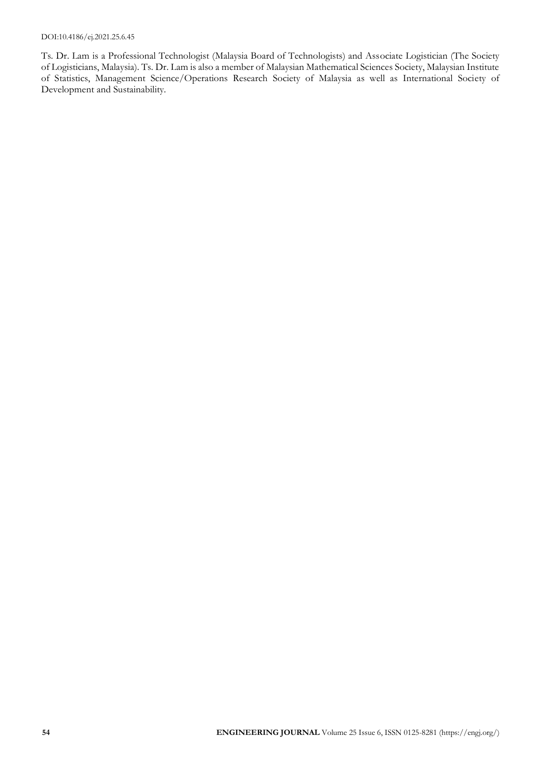Ts. Dr. Lam is a Professional Technologist (Malaysia Board of Technologists) and Associate Logistician (The Society of Logisticians, Malaysia). Ts. Dr. Lam is also a member of Malaysian Mathematical Sciences Society, Malaysian Institute of Statistics, Management Science/Operations Research Society of Malaysia as well as International Society of Development and Sustainability.